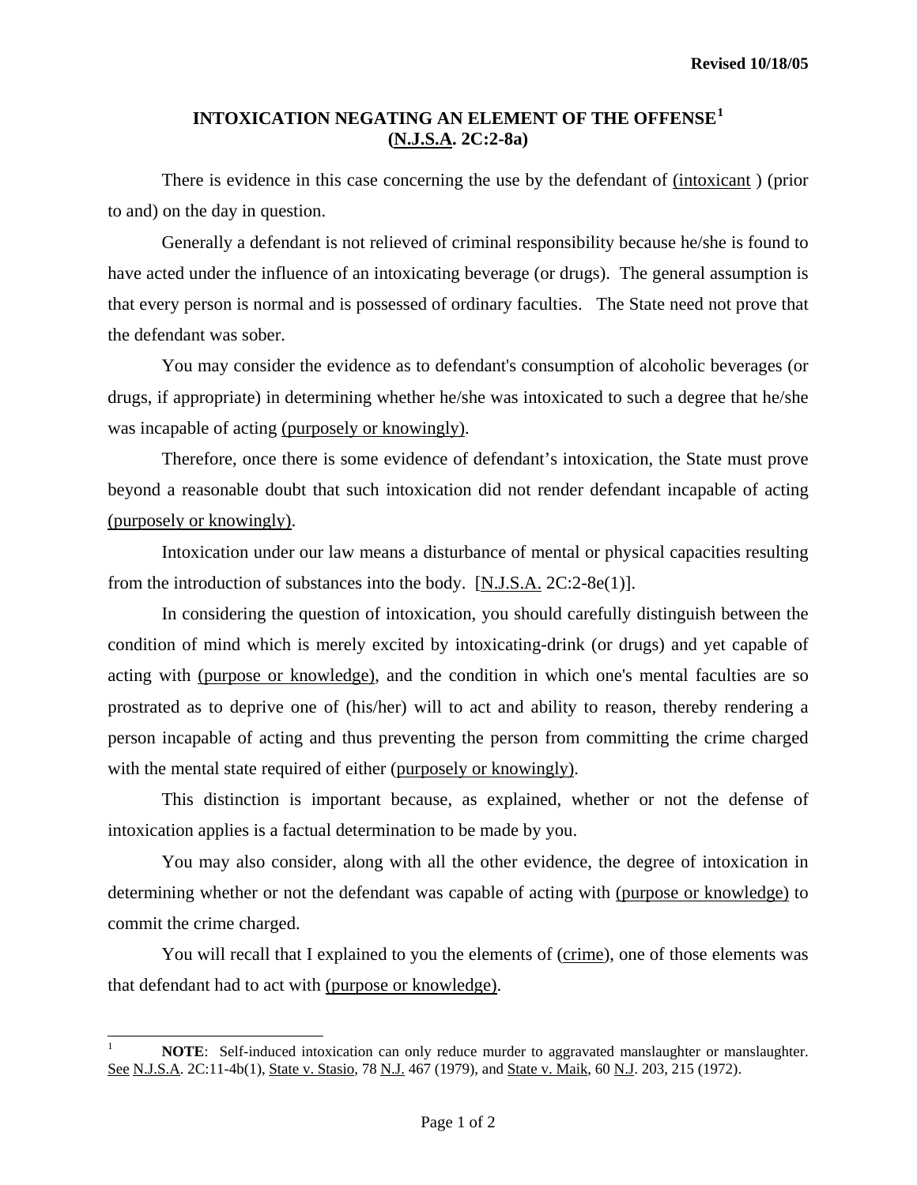Revised 10/18/05

# INTOXICATION NEGATING AN ELEMENT OF THE OFFENSE[1] (N.J.S.A. 2C:2-8a)

There is evidence in this case concerning the use by the defendant of (intoxicant ) (prior to and) on the day in question.

Generally a defendant is not relieved of criminal responsibility because he/she is found to have acted under the influence of an intoxicating beverage (or drugs). The general assumption is that every person is normal and is possessed of ordinary faculties. The State need not prove that the defendant was sober.

You may consider the evidence as to defendant's consumption of alcoholic beverages (or drugs, if appropriate) in determining whether he/she was intoxicated to such a degree that he/she was incapable of acting (purposely or knowingly).

Therefore, once there is some evidence of defendant's intoxication, the State must prove beyond a reasonable doubt that such intoxication did not render defendant incapable of acting (purposely or knowingly).

Intoxication under our law means a disturbance of mental or physical capacities resulting from the introduction of substances into the body. [N.J.S.A. 2C:2-8e(1)].

In considering the question of intoxication, you should carefully distinguish between the condition of mind which is merely excited by intoxicating-drink (or drugs) and yet capable of acting with (purpose or knowledge), and the condition in which one's mental faculties are so prostrated as to deprive one of (his/her) will to act and ability to reason, thereby rendering a person incapable of acting and thus preventing the person from committing the crime charged with the mental state required of either (purposely or knowingly).

This distinction is important because, as explained, whether or not the defense of intoxication applies is a factual determination to be made by you.

You may also consider, along with all the other evidence, the degree of intoxication in determining whether or not the defendant was capable of acting with (purpose or knowledge) to commit the crime charged.

You will recall that I explained to you the elements of (crime), one of those elements was that defendant had to act with (purpose or knowledge).

---

[1] **NOTE**: Self-induced intoxication can only reduce murder to aggravated manslaughter or manslaughter. See N.J.S.A. 2C:11-4b(1), State v. Stasio, 78 N.J. 467 (1979), and State v. Maik, 60 N.J. 203, 215 (1972).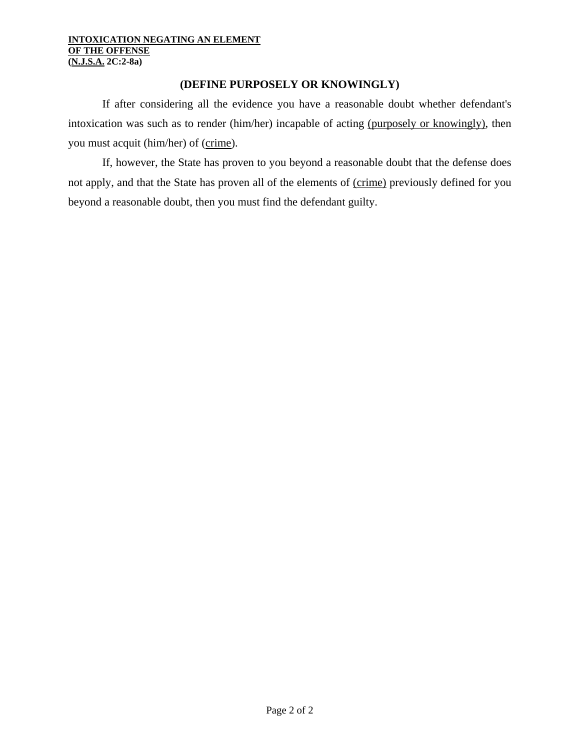## (DEFINE PURPOSELY OR KNOWINGLY)

If after considering all the evidence you have a reasonable doubt whether defendant's intoxication was such as to render (him/her) incapable of acting (purposely or knowingly), then you must acquit (him/her) of (crime).

If, however, the State has proven to you beyond a reasonable doubt that the defense does not apply, and that the State has proven all of the elements of (crime) previously defined for you beyond a reasonable doubt, then you must find the defendant guilty.